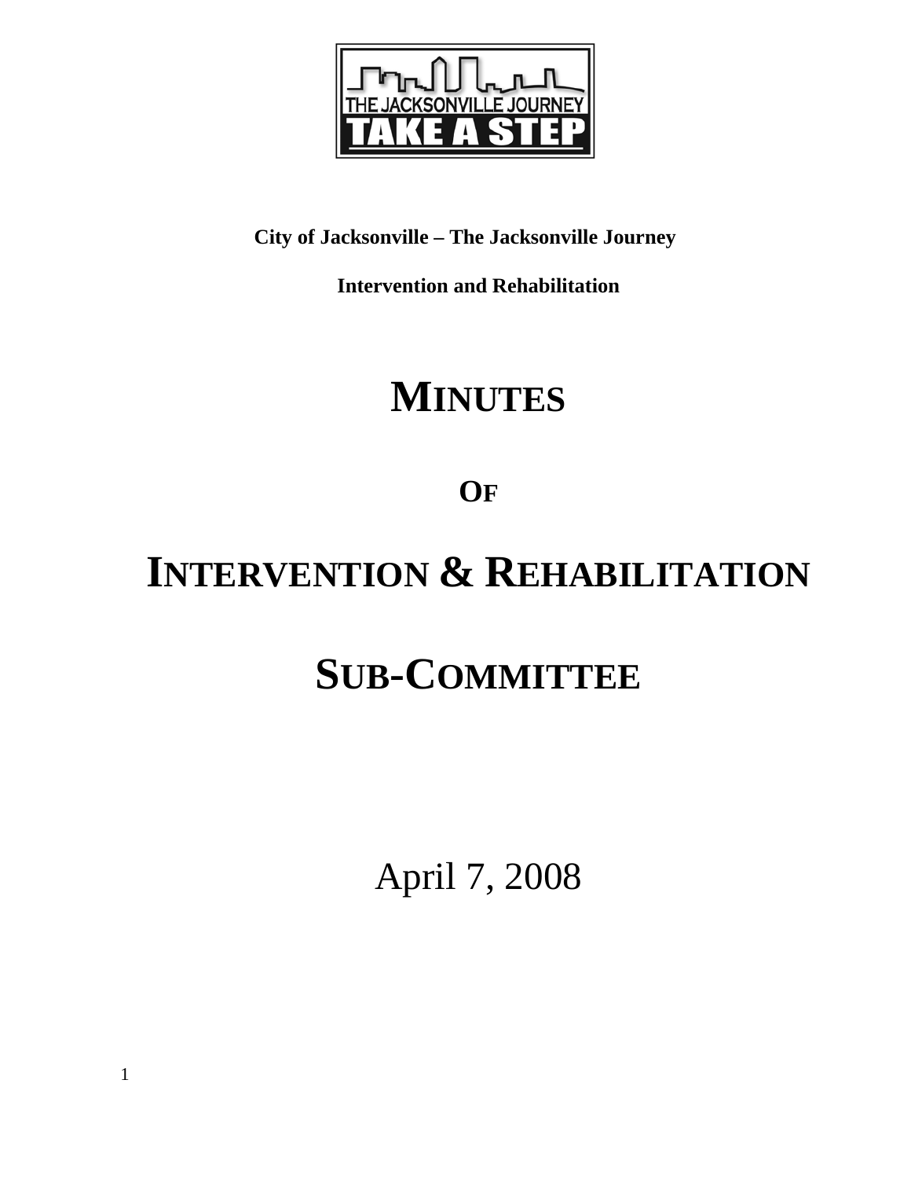**City of Jacksonville – The Jacksonville Journey**

**Intervention and Rehabilitation**

# MINUTES

# OF

# INTERVENTION & REHABILITATION

# SUB-COMMITTEE

April 7, 2008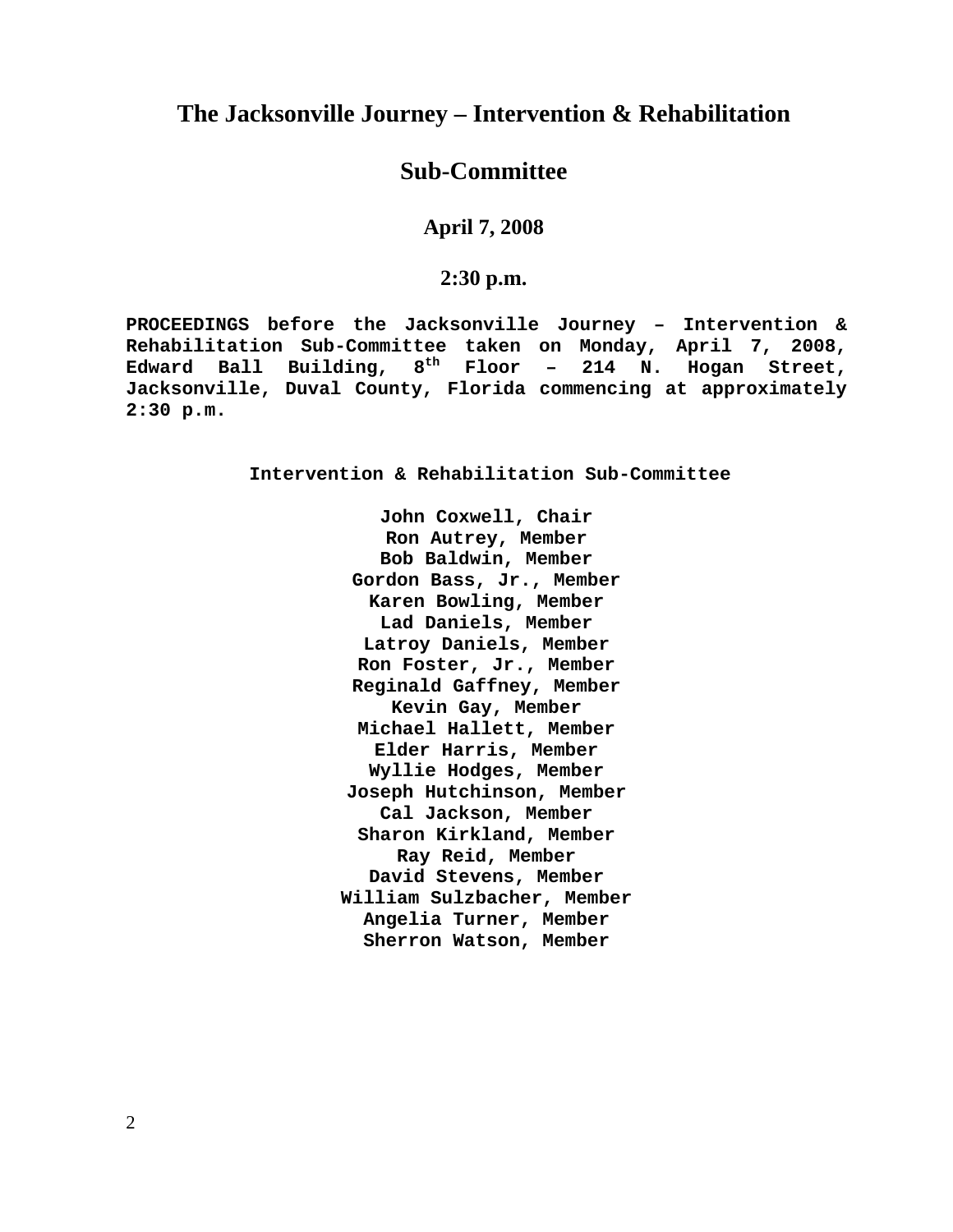# The Jacksonville Journey – Intervention & Rehabilitation

# Sub-Committee

### April 7, 2008

### 2:30 p.m.

**PROCEEDINGS before the Jacksonville Journey – Intervention & Rehabilitation Sub-Committee taken on Monday, April 7, 2008, Edward Ball Building, 8th Floor – 214 N. Hogan Street, Jacksonville, Duval County, Florida commencing at approximately 2:30 p.m.**

**Intervention & Rehabilitation Sub-Committee**

**John Coxwell, Chair**
**Ron Autrey, Member**
**Bob Baldwin, Member**
**Gordon Bass, Jr., Member**
**Karen Bowling, Member**
**Lad Daniels, Member**
**Latroy Daniels, Member**
**Ron Foster, Jr., Member**
**Reginald Gaffney, Member**
**Kevin Gay, Member**
**Michael Hallett, Member**
**Elder Harris, Member**
**Wyllie Hodges, Member**
**Joseph Hutchinson, Member**
**Cal Jackson, Member**
**Sharon Kirkland, Member**
**Ray Reid, Member**
**David Stevens, Member**
**William Sulzbacher, Member**
**Angelia Turner, Member**
**Sherron Watson, Member**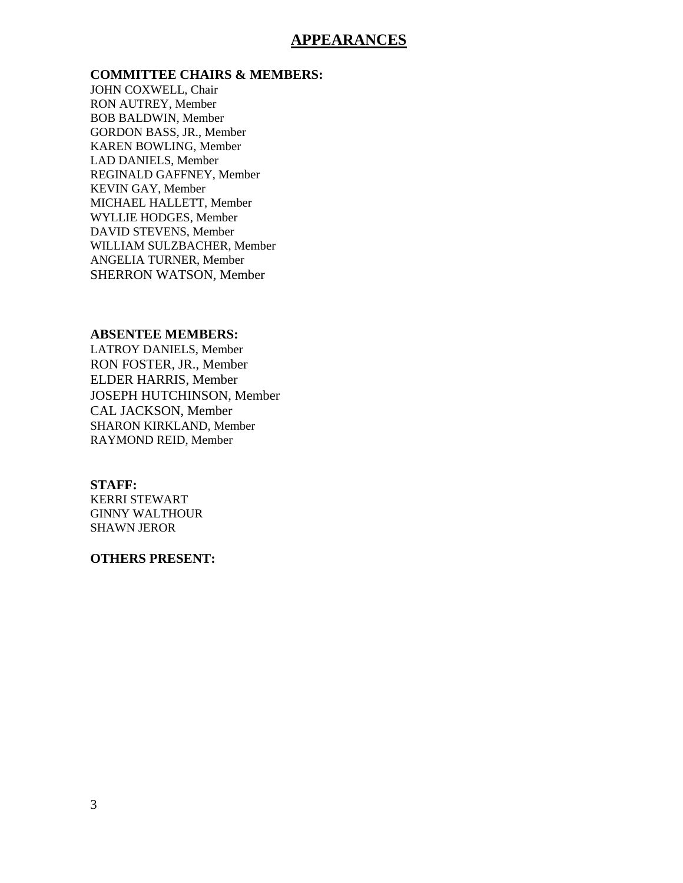# APPEARANCES

**COMMITTEE CHAIRS & MEMBERS:**

JOHN COXWELL, Chair
RON AUTREY, Member
BOB BALDWIN, Member
GORDON BASS, JR., Member
KAREN BOWLING, Member
LAD DANIELS, Member
REGINALD GAFFNEY, Member
KEVIN GAY, Member
MICHAEL HALLETT, Member
WYLLIE HODGES, Member
DAVID STEVENS, Member
WILLIAM SULZBACHER, Member
ANGELIA TURNER, Member
SHERRON WATSON, Member

**ABSENTEE MEMBERS:**

LATROY DANIELS, Member
RON FOSTER, JR., Member
ELDER HARRIS, Member
JOSEPH HUTCHINSON, Member
CAL JACKSON, Member
SHARON KIRKLAND, Member
RAYMOND REID, Member

**STAFF:**

KERRI STEWART
GINNY WALTHOUR
SHAWN JEROR

**OTHERS PRESENT:**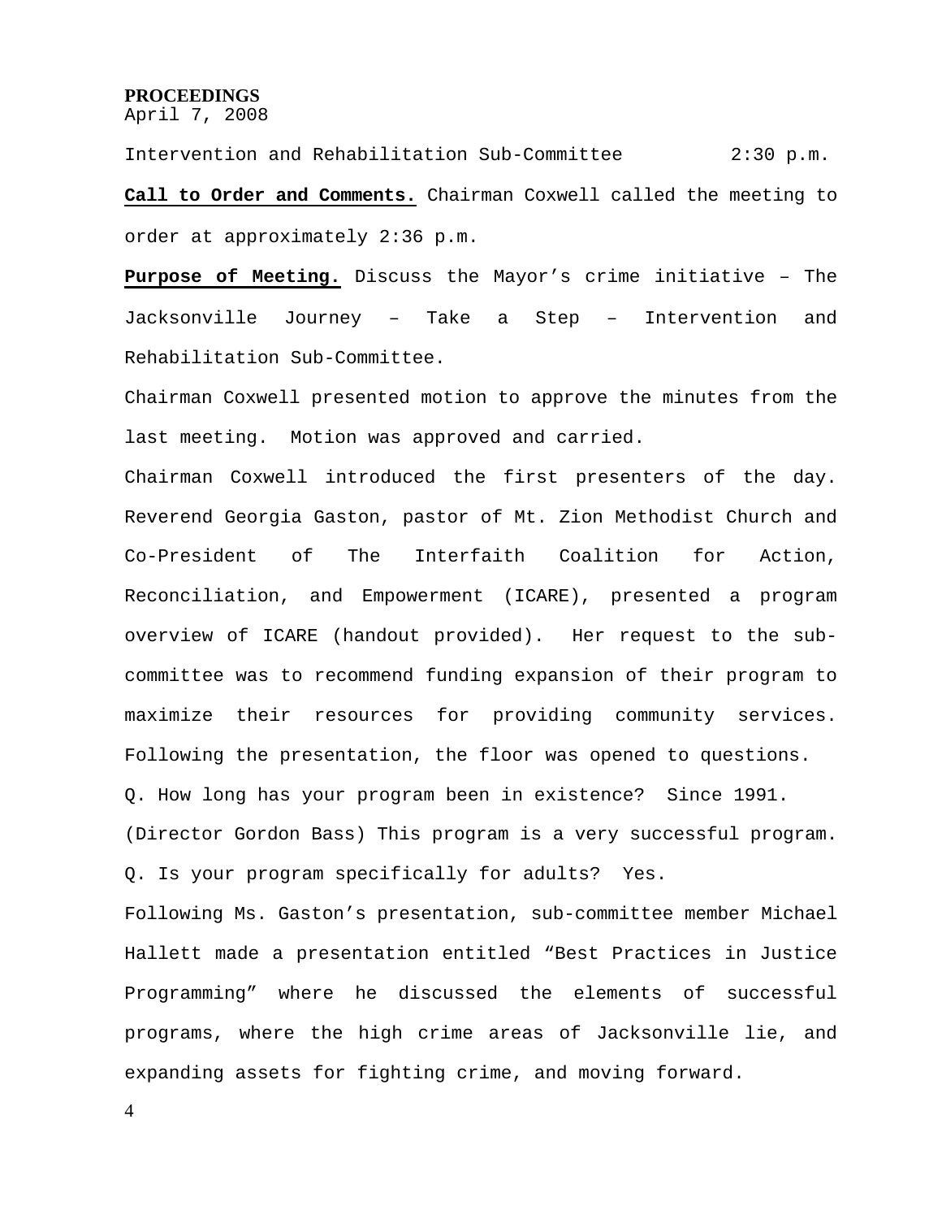**PROCEEDINGS**
April 7, 2008

Intervention and Rehabilitation Sub-Committee 2:30 p.m.

**Call to Order and Comments.** Chairman Coxwell called the meeting to order at approximately 2:36 p.m.

**Purpose of Meeting.** Discuss the Mayor's crime initiative – The Jacksonville Journey – Take a Step – Intervention and Rehabilitation Sub-Committee.

Chairman Coxwell presented motion to approve the minutes from the last meeting. Motion was approved and carried.

Chairman Coxwell introduced the first presenters of the day. Reverend Georgia Gaston, pastor of Mt. Zion Methodist Church and Co-President of The Interfaith Coalition for Action, Reconciliation, and Empowerment (ICARE), presented a program overview of ICARE (handout provided). Her request to the sub-committee was to recommend funding expansion of their program to maximize their resources for providing community services. Following the presentation, the floor was opened to questions.

Q. How long has your program been in existence? Since 1991.

(Director Gordon Bass) This program is a very successful program.

Q. Is your program specifically for adults? Yes.

Following Ms. Gaston's presentation, sub-committee member Michael Hallett made a presentation entitled "Best Practices in Justice Programming" where he discussed the elements of successful programs, where the high crime areas of Jacksonville lie, and expanding assets for fighting crime, and moving forward.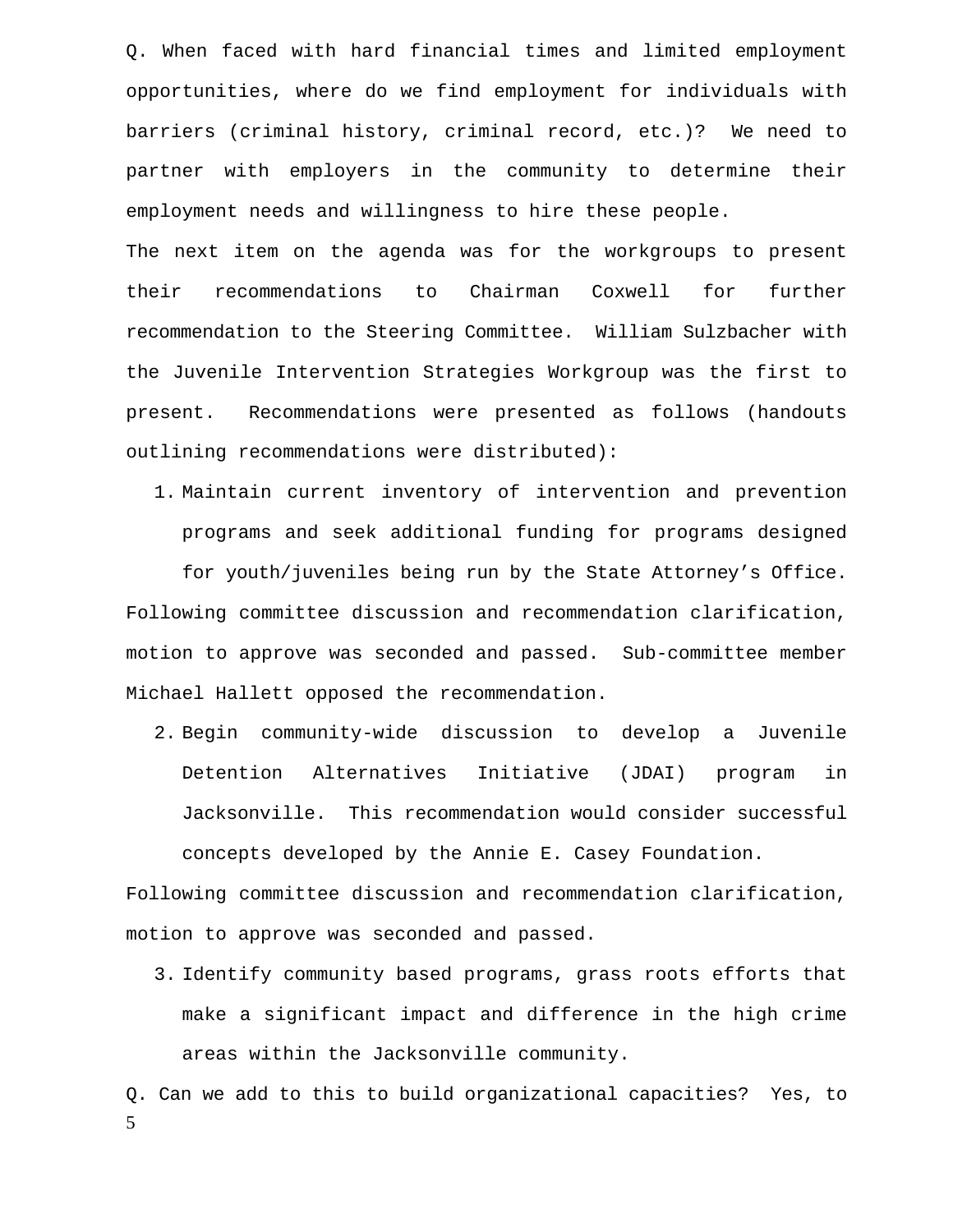Q. When faced with hard financial times and limited employment opportunities, where do we find employment for individuals with barriers (criminal history, criminal record, etc.)? We need to partner with employers in the community to determine their employment needs and willingness to hire these people.

The next item on the agenda was for the workgroups to present their recommendations to Chairman Coxwell for further recommendation to the Steering Committee. William Sulzbacher with the Juvenile Intervention Strategies Workgroup was the first to present. Recommendations were presented as follows (handouts outlining recommendations were distributed):

1. Maintain current inventory of intervention and prevention programs and seek additional funding for programs designed for youth/juveniles being run by the State Attorney's Office.

Following committee discussion and recommendation clarification, motion to approve was seconded and passed. Sub-committee member Michael Hallett opposed the recommendation.

2. Begin community-wide discussion to develop a Juvenile Detention Alternatives Initiative (JDAI) program in Jacksonville. This recommendation would consider successful concepts developed by the Annie E. Casey Foundation.

Following committee discussion and recommendation clarification, motion to approve was seconded and passed.

3. Identify community based programs, grass roots efforts that make a significant impact and difference in the high crime areas within the Jacksonville community.

Q. Can we add to this to build organizational capacities? Yes, to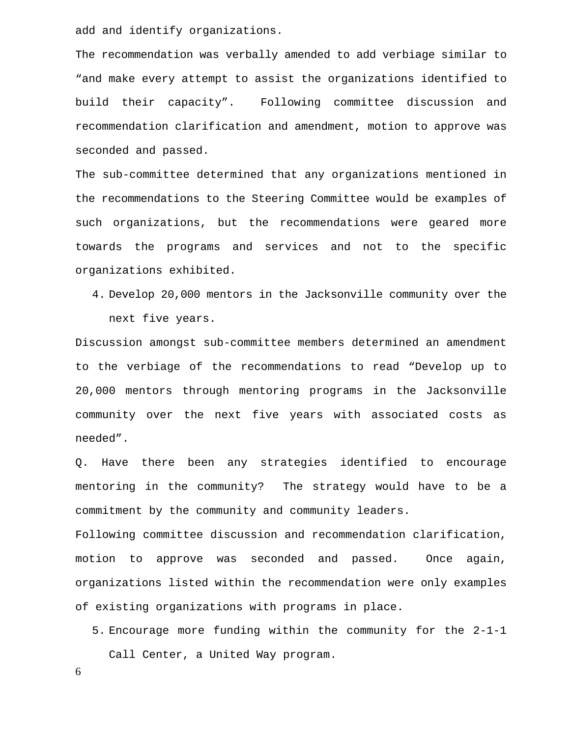add and identify organizations.

The recommendation was verbally amended to add verbiage similar to "and make every attempt to assist the organizations identified to build their capacity". Following committee discussion and recommendation clarification and amendment, motion to approve was seconded and passed.

The sub-committee determined that any organizations mentioned in the recommendations to the Steering Committee would be examples of such organizations, but the recommendations were geared more towards the programs and services and not to the specific organizations exhibited.

4. Develop 20,000 mentors in the Jacksonville community over the next five years.

Discussion amongst sub-committee members determined an amendment to the verbiage of the recommendations to read "Develop up to 20,000 mentors through mentoring programs in the Jacksonville community over the next five years with associated costs as needed".

Q. Have there been any strategies identified to encourage mentoring in the community? The strategy would have to be a commitment by the community and community leaders.

Following committee discussion and recommendation clarification, motion to approve was seconded and passed. Once again, organizations listed within the recommendation were only examples of existing organizations with programs in place.

5. Encourage more funding within the community for the 2-1-1 Call Center, a United Way program.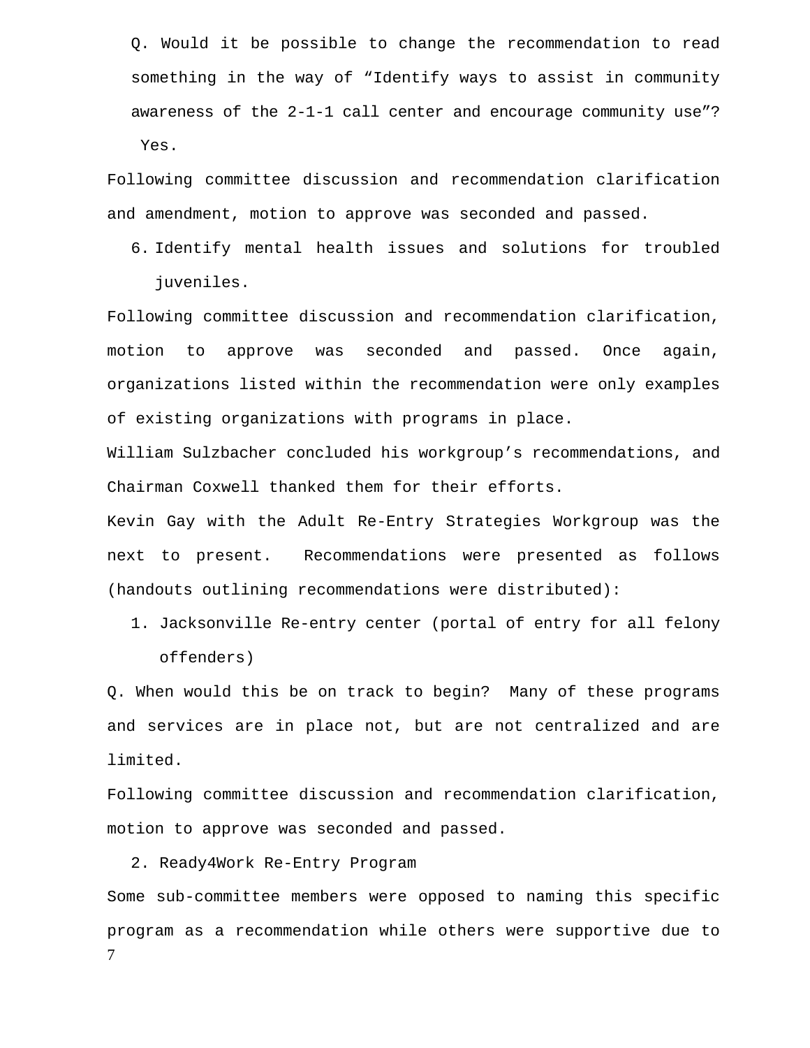Q. Would it be possible to change the recommendation to read something in the way of "Identify ways to assist in community awareness of the 2-1-1 call center and encourage community use"? Yes.

Following committee discussion and recommendation clarification and amendment, motion to approve was seconded and passed.

6. Identify mental health issues and solutions for troubled juveniles.

Following committee discussion and recommendation clarification, motion to approve was seconded and passed. Once again, organizations listed within the recommendation were only examples of existing organizations with programs in place.

William Sulzbacher concluded his workgroup's recommendations, and Chairman Coxwell thanked them for their efforts.

Kevin Gay with the Adult Re-Entry Strategies Workgroup was the next to present. Recommendations were presented as follows (handouts outlining recommendations were distributed):

1. Jacksonville Re-entry center (portal of entry for all felony offenders)

Q. When would this be on track to begin? Many of these programs and services are in place not, but are not centralized and are limited.

Following committee discussion and recommendation clarification, motion to approve was seconded and passed.

2. Ready4Work Re-Entry Program

Some sub-committee members were opposed to naming this specific program as a recommendation while others were supportive due to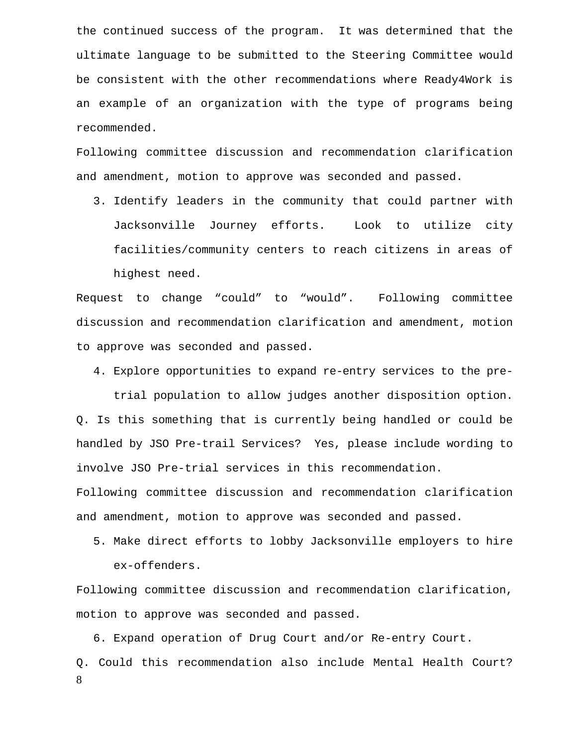the continued success of the program. It was determined that the ultimate language to be submitted to the Steering Committee would be consistent with the other recommendations where Ready4Work is an example of an organization with the type of programs being recommended.

Following committee discussion and recommendation clarification and amendment, motion to approve was seconded and passed.

3. Identify leaders in the community that could partner with Jacksonville Journey efforts. Look to utilize city facilities/community centers to reach citizens in areas of highest need.

Request to change “could” to “would”. Following committee discussion and recommendation clarification and amendment, motion to approve was seconded and passed.

4. Explore opportunities to expand re-entry services to the pre-trial population to allow judges another disposition option.

Q. Is this something that is currently being handled or could be handled by JSO Pre-trail Services? Yes, please include wording to involve JSO Pre-trial services in this recommendation.

Following committee discussion and recommendation clarification and amendment, motion to approve was seconded and passed.

5. Make direct efforts to lobby Jacksonville employers to hire ex-offenders.

Following committee discussion and recommendation clarification, motion to approve was seconded and passed.

6. Expand operation of Drug Court and/or Re-entry Court.

Q. Could this recommendation also include Mental Health Court?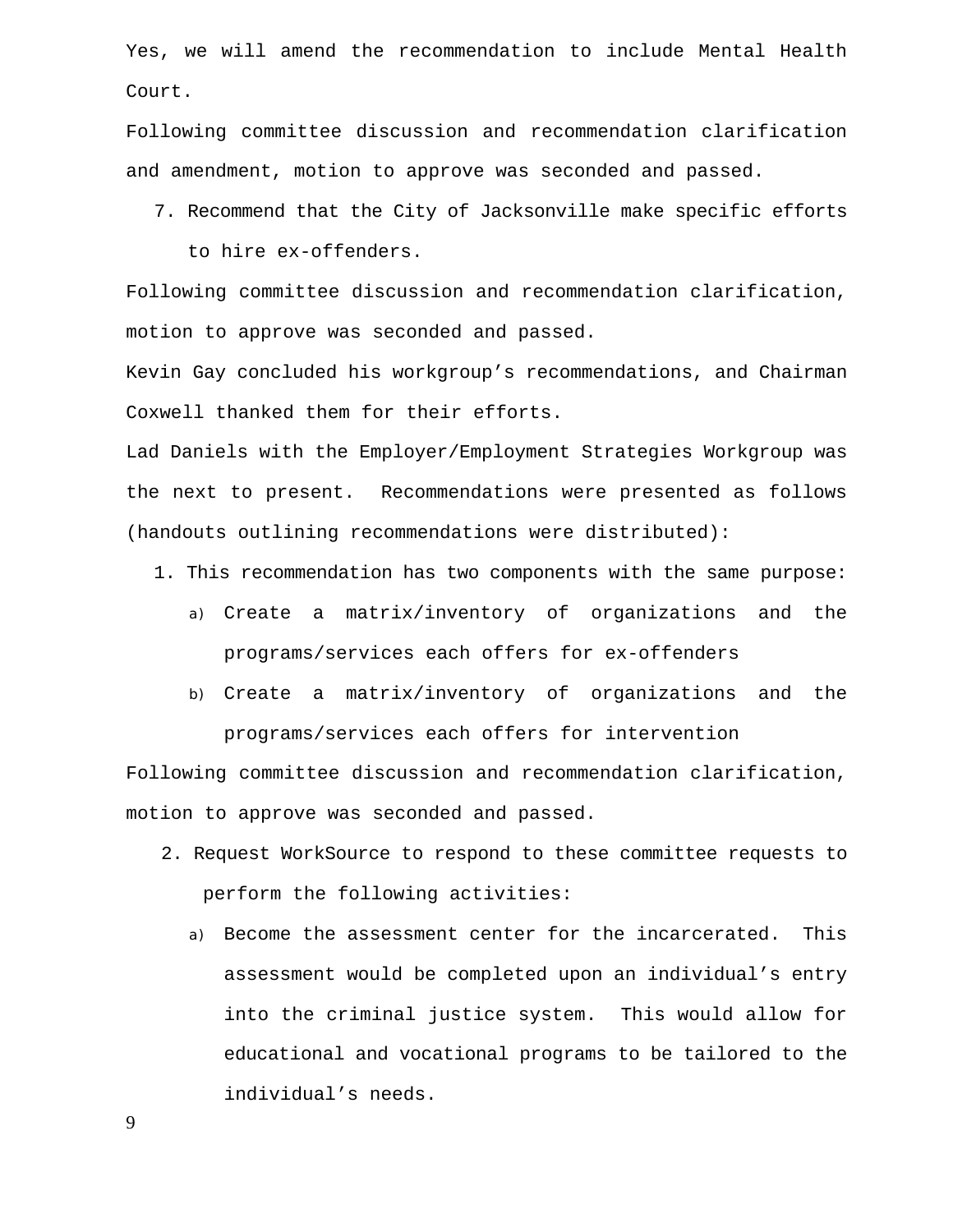Yes, we will amend the recommendation to include Mental Health Court.

Following committee discussion and recommendation clarification and amendment, motion to approve was seconded and passed.

7. Recommend that the City of Jacksonville make specific efforts to hire ex-offenders.

Following committee discussion and recommendation clarification, motion to approve was seconded and passed.

Kevin Gay concluded his workgroup's recommendations, and Chairman Coxwell thanked them for their efforts.

Lad Daniels with the Employer/Employment Strategies Workgroup was the next to present. Recommendations were presented as follows (handouts outlining recommendations were distributed):

1. This recommendation has two components with the same purpose:
   a) Create a matrix/inventory of organizations and the programs/services each offers for ex-offenders
   b) Create a matrix/inventory of organizations and the programs/services each offers for intervention

Following committee discussion and recommendation clarification, motion to approve was seconded and passed.

2. Request WorkSource to respond to these committee requests to perform the following activities:
   a) Become the assessment center for the incarcerated. This assessment would be completed upon an individual's entry into the criminal justice system. This would allow for educational and vocational programs to be tailored to the individual's needs.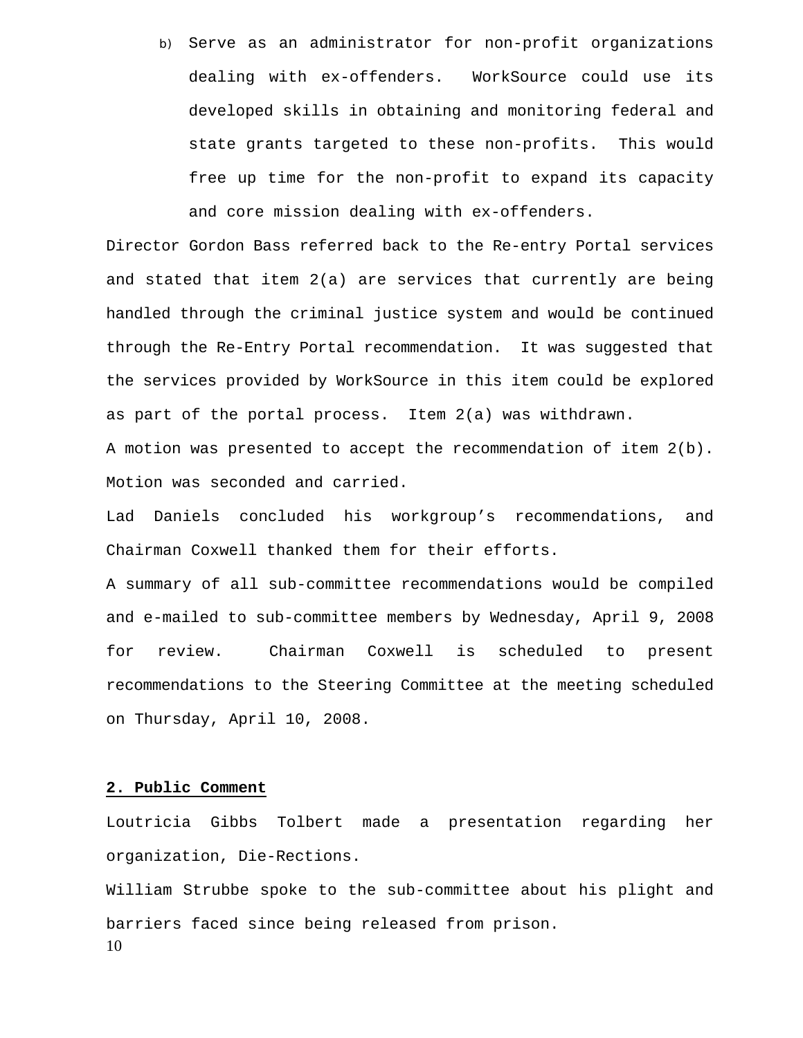b) Serve as an administrator for non-profit organizations dealing with ex-offenders. WorkSource could use its developed skills in obtaining and monitoring federal and state grants targeted to these non-profits. This would free up time for the non-profit to expand its capacity and core mission dealing with ex-offenders.

Director Gordon Bass referred back to the Re-entry Portal services and stated that item 2(a) are services that currently are being handled through the criminal justice system and would be continued through the Re-Entry Portal recommendation. It was suggested that the services provided by WorkSource in this item could be explored as part of the portal process. Item 2(a) was withdrawn.

A motion was presented to accept the recommendation of item 2(b). Motion was seconded and carried.

Lad Daniels concluded his workgroup's recommendations, and Chairman Coxwell thanked them for their efforts.

A summary of all sub-committee recommendations would be compiled and e-mailed to sub-committee members by Wednesday, April 9, 2008 for review. Chairman Coxwell is scheduled to present recommendations to the Steering Committee at the meeting scheduled on Thursday, April 10, 2008.

**2. Public Comment**

Loutricia Gibbs Tolbert made a presentation regarding her organization, Die-Rections.

William Strubbe spoke to the sub-committee about his plight and barriers faced since being released from prison.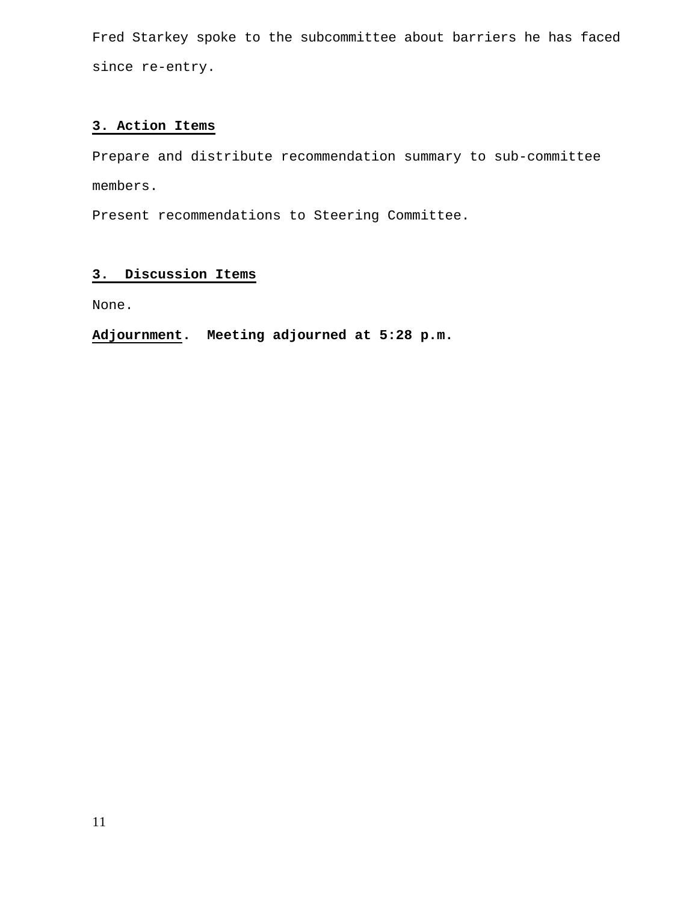Fred Starkey spoke to the subcommittee about barriers he has faced since re-entry.

**3. Action Items**

Prepare and distribute recommendation summary to sub-committee members.

Present recommendations to Steering Committee.

**3. Discussion Items**

None.

**Adjournment. Meeting adjourned at 5:28 p.m.**